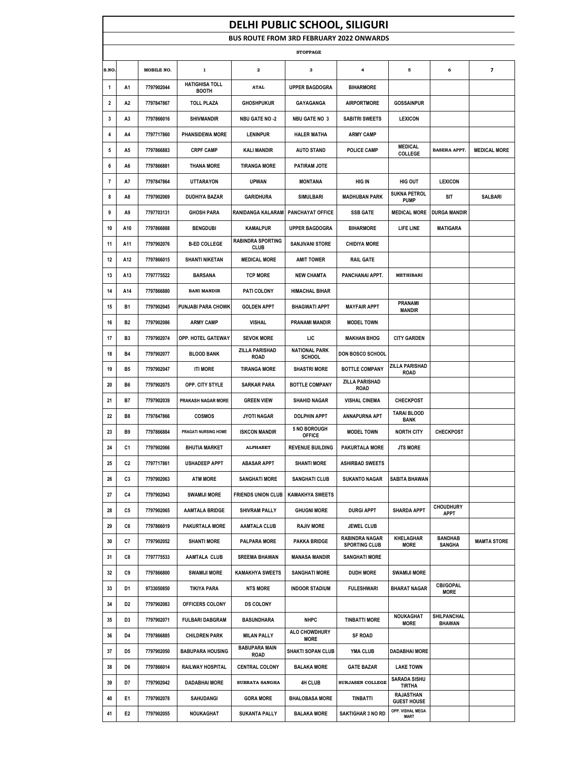# DELHI PUBLIC SCHOOL, SILIGURI

## BUS ROUTE FROM 3RD FEBRUARY 2022 ONWARDS

| | | | STOPPAGE | | | | | | |
|---|---|---|---|---|---|---|---|---|---|
| S.NO. | | MOBILE NO. | 1 | 2 | 3 | 4 | 5 | 6 | 7 |
| 1 | A1 | 7797902044 | HATIGHISA TOLL BOOTH | ATAL | UPPER BAGDOGRA | BIHARMORE | | | |
| 2 | A2 | 7797847867 | TOLL PLAZA | GHOSHPUKUR | GAYAGANGA | AIRPORTMORE | GOSSAINPUR | | |
| 3 | A3 | 7797866016 | SHIVMANDIR | NBU GATE NO -2 | NBU GATE NO 3 | SABITRI SWEETS | LEXICON | | |
| 4 | A4 | 7797717860 | PHANSIDEWA MORE | LENINPUR | HALER MATHA | ARMY CAMP | | | |
| 5 | A5 | 7797866883 | CRPF CAMP | KALI MANDIR | AUTO STAND | POLICE CAMP | MEDICAL COLLEGE | BASERA APPT. | MEDICAL MORE |
| 6 | A6 | 7797866881 | THANA MORE | TIRANGA MORE | PATIRAM JOTE | | | | |
| 7 | A7 | 7797847864 | UTTARAYON | UPWAN | MONTANA | HIG IN | HIG OUT | LEXICON | |
| 8 | A8 | 7797902069 | DUDHIYA BAZAR | GARIDHURA | SIMULBARI | MADHUBAN PARK | SUKNA PETROL PUMP | SIT | SALBARI |
| 9 | A9 | 7797703131 | GHOSH PARA | RANIDANGA KALARAM | PANCHAYAT OFFICE | SSB GATE | MEDICAL MORE | DURGA MANDIR | |
| 10 | A10 | 7797866888 | BENGDUBI | KAMALPUR | UPPER BAGDOGRA | BIHARMORE | LIFE LINE | MATIGARA | |
| 11 | A11 | 7797902076 | B-ED COLLEGE | RABINDRA SPORTING CLUB | SANJIVANI STORE | CHIDIYA MORE | | | |
| 12 | A12 | 7797866015 | SHANTI NIKETAN | MEDICAL MORE | AMIT TOWER | RAIL GATE | | | |
| 13 | A13 | 7797775522 | BARSANA | TCP MORE | NEW CHAMTA | PANCHANAI APPT. | METHIBARI | | |
| 14 | A14 | 7797866880 | BANI MANDIR | PATI COLONY | HIMACHAL BIHAR | | | | |
| 15 | B1 | 7797902045 | PUNJABI PARA CHOWK | GOLDEN APPT | BHAGWATI APPT | MAYFAIR APPT | PRANAMI MANDIR | | |
| 16 | B2 | 7797902086 | ARMY CAMP | VISHAL | PRANAMI MANDIR | MODEL TOWN | | | |
| 17 | B3 | 7797902074 | OPP. HOTEL GATEWAY | SEVOK MORE | LIC | MAKHAN BHOG | CITY GARDEN | | |
| 18 | B4 | 7797902077 | BLOOD BANK | ZILLA PARISHAD ROAD | NATIONAL PARK SCHOOL | DON BOSCO SCHOOL | | | |
| 19 | B5 | 7797902047 | ITI MORE | TIRANGA MORE | SHASTRI MORE | BOTTLE COMPANY | ZILLA PARISHAD ROAD | | |
| 20 | B6 | 7797902075 | OPP. CITY STYLE | SARKAR PARA | BOTTLE COMPANY | ZILLA PARISHAD ROAD | | | |
| 21 | B7 | 7797902039 | PRAKASH NAGAR MORE | GREEN VIEW | SHAHID NAGAR | VISHAL CINEMA | CHECKPOST | | |
| 22 | B8 | 7797847866 | COSMOS | JYOTI NAGAR | DOLPHIN APPT | ANNAPURNA APT | TARAI BLOOD BANK | | |
| 23 | B9 | 7797866884 | PRAGATI NURSING HOME | ISKCON MANDIR | 5 NO BOROUGH OFFICE | MODEL TOWN | NORTH CITY | CHECKPOST | |
| 24 | C1 | 7797902066 | BHUTIA MARKET | ALPHABET | REVENUE BUILDING | PAKURTALA MORE | JTS MORE | | |
| 25 | C2 | 7797717861 | USHADEEP APPT | ABASAR APPT | SHANTI MORE | ASHIRBAD SWEETS | | | |
| 26 | C3 | 7797902063 | ATM MORE | SANGHATI MORE | SANGHATI CLUB | SUKANTO NAGAR | SABITA BHAWAN | | |
| 27 | C4 | 7797902043 | SWAMIJI MORE | FRIENDS UNION CLUB | KAMAKHYA SWEETS | | | | |
| 28 | C5 | 7797902065 | AAMTALA BRIDGE | SHIVRAM PALLY | GHUGNI MORE | DURGI APPT | SHARDA APPT | CHOUDHURY APPT | |
| 29 | C6 | 7797866019 | PAKURTALA MORE | AAMTALA CLUB | RAJIV MORE | JEWEL CLUB | | | |
| 30 | C7 | 7797902052 | SHANTI MORE | PALPARA MORE | PAKKA BRIDGE | RABINDRA NAGAR SPORTING CLUB | KHELAGHAR MORE | BANDHAB SANGHA | MAMTA STORE |
| 31 | C8 | 7797775533 | AAMTALA CLUB | SREEMA BHAWAN | MANASA MANDIR | SANGHATI MORE | | | |
| 32 | C9 | 7797866800 | SWAMIJI MORE | KAMAKHYA SWEETS | SANGHATI MORE | DUDH MORE | SWAMIJI MORE | | |
| 33 | D1 | 9733050850 | TIKIYA PARA | NTS MORE | INDOOR STADIUM | FULESHWARI | BHARAT NAGAR | CBI/GOPAL MORE | |
| 34 | D2 | 7797902083 | OFFICERS COLONY | DS COLONY | | | | | |
| 35 | D3 | 7797902071 | FULBARI DABGRAM | BASUNDHARA | NHPC | TINBATTI MORE | NOUKAGHAT MORE | SHILPANCHAL BHAWAN | |
| 36 | D4 | 7797866885 | CHILDREN PARK | MILAN PALLY | ALO CHOWDHURY MORE | SF ROAD | | | |
| 37 | D5 | 7797902050 | BABUPARA HOUSING | BABUPARA MAIN ROAD | SHAKTI SOPAN CLUB | YMA CLUB | DADABHAI MORE | | |
| 38 | D6 | 7797866014 | RAILWAY HOSPITAL | CENTRAL COLONY | BALAKA MORE | GATE BAZAR | LAKE TOWN | | |
| 39 | D7 | 7797902042 | DADABHAI MORE | SUBRATA SANGHA | 4H CLUB | SURJASEN COLLEGE | SARADA SISHU TIRTHA | | |
| 40 | E1 | 7797902078 | SAHUDANGI | GORA MORE | BHALOBASA MORE | TINBATTI | RAJASTHAN GUEST HOUSE | | |
| 41 | E2 | 7797902055 | NOUKAGHAT | SUKANTA PALLY | BALAKA MORE | SAKTIGHAR 3 NO RD | OPP. VISHAL MEGA MART | | |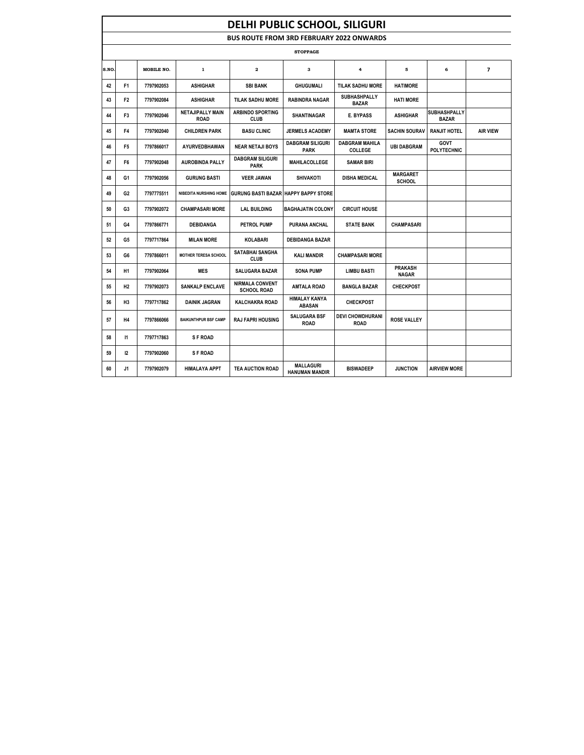# DELHI PUBLIC SCHOOL, SILIGURI

## BUS ROUTE FROM 3RD FEBRUARY 2022 ONWARDS

| | | | STOPPAGE | | | | | | |
|---|---|---|---|---|---|---|---|---|---|
| S.NO. | | MOBILE NO. | 1 | 2 | 3 | 4 | 5 | 6 | 7 |
| 42 | F1 | 7797902053 | ASHIGHAR | SBI BANK | GHUGUMALI | TILAK SADHU MORE | HATIMORE | | |
| 43 | F2 | 7797902084 | ASHIGHAR | TILAK SADHU MORE | RABINDRA NAGAR | SUBHASHPALLY BAZAR | HATI MORE | | |
| 44 | F3 | 7797902046 | NETAJIPALLY MAIN ROAD | ARBINDO SPORTING CLUB | SHANTINAGAR | E. BYPASS | ASHIGHAR | SUBHASHPALLY BAZAR | |
| 45 | F4 | 7797902040 | CHILDREN PARK | BASU CLINIC | JERMELS ACADEMY | MAMTA STORE | SACHIN SOURAV | RANJIT HOTEL | AIR VIEW |
| 46 | F5 | 7797866017 | AYURVEDBHAWAN | NEAR NETAJI BOYS | DABGRAM SILIGURI PARK | DABGRAM MAHILA COLLEGE | UBI DABGRAM | GOVT POLYTECHNIC | |
| 47 | F6 | 7797902048 | AUROBINDA PALLY | DABGRAM SILIGURI PARK | MAHILACOLLEGE | SAMAR BIRI | | | |
| 48 | G1 | 7797902056 | GURUNG BASTI | VEER JAWAN | SHIVAKOTI | DISHA MEDICAL | MARGARET SCHOOL | | |
| 49 | G2 | 7797775511 | NIBEDITA NURSHING HOME | GURUNG BASTI BAZAR | HAPPY BAPPY STORE | | | | |
| 50 | G3 | 7797902072 | CHAMPASARI MORE | LAL BUILDING | BAGHAJATIN COLONY | CIRCUIT HOUSE | | | |
| 51 | G4 | 7797866771 | DEBIDANGA | PETROL PUMP | PURANA ANCHAL | STATE BANK | CHAMPASARI | | |
| 52 | G5 | 7797717864 | MILAN MORE | KOLABARI | DEBIDANGA BAZAR | | | | |
| 53 | G6 | 7797866011 | MOTHER TERESA SCHOOL | SATABHAI SANGHA CLUB | KALI MANDIR | CHAMPASARI MORE | | | |
| 54 | H1 | 7797902064 | MES | SALUGARA BAZAR | SONA PUMP | LIMBU BASTI | PRAKASH NAGAR | | |
| 55 | H2 | 7797902073 | SANKALP ENCLAVE | NIRMALA CONVENT SCHOOL ROAD | AMTALA ROAD | BANGLA BAZAR | CHECKPOST | | |
| 56 | H3 | 7797717862 | DAINIK JAGRAN | KALCHAKRA ROAD | HIMALAY KANYA ABASAN | CHECKPOST | | | |
| 57 | H4 | 7797866066 | BAIKUNTHPUR BSF CAMP | RAJ FAPRI HOUSING | SALUGARA BSF ROAD | DEVI CHOWDHURANI ROAD | ROSE VALLEY | | |
| 58 | I1 | 7797717863 | S F ROAD | | | | | | |
| 59 | I2 | 7797902060 | S F ROAD | | | | | | |
| 60 | J1 | 7797902079 | HIMALAYA APPT | TEA AUCTION ROAD | MALLAGURI HANUMAN MANDIR | BISWADEEP | JUNCTION | AIRVIEW MORE | |